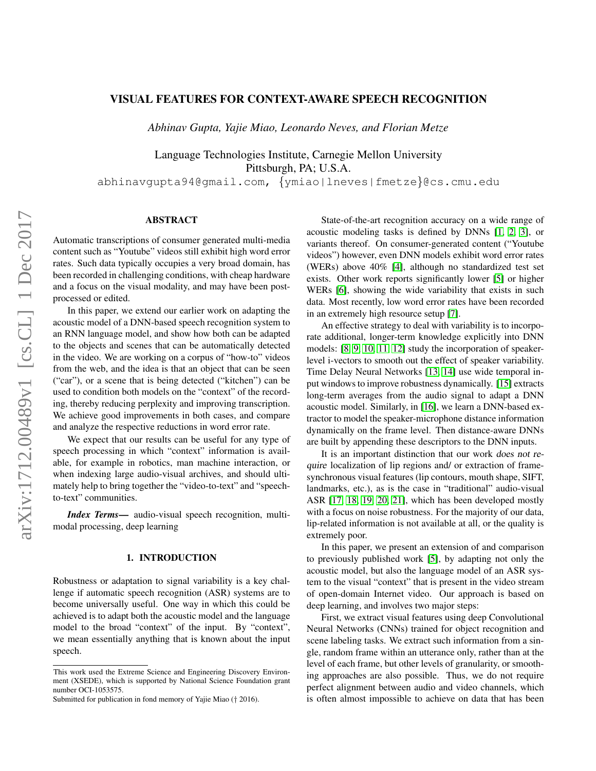# VISUAL FEATURES FOR CONTEXT-AWARE SPEECH RECOGNITION

*Abhinav Gupta, Yajie Miao, Leonardo Neves, and Florian Metze*

Language Technologies Institute, Carnegie Mellon University
Pittsburgh, PA; U.S.A.
abhinavgupta94@gmail.com, {ymiao|lneves|fmetze}@cs.cmu.edu

## ABSTRACT

Automatic transcriptions of consumer generated multi-media content such as "Youtube" videos still exhibit high word error rates. Such data typically occupies a very broad domain, has been recorded in challenging conditions, with cheap hardware and a focus on the visual modality, and may have been post-processed or edited.

In this paper, we extend our earlier work on adapting the acoustic model of a DNN-based speech recognition system to an RNN language model, and show how both can be adapted to the objects and scenes that can be automatically detected in the video. We are working on a corpus of "how-to" videos from the web, and the idea is that an object that can be seen ("car"), or a scene that is being detected ("kitchen") can be used to condition both models on the "context" of the recording, thereby reducing perplexity and improving transcription. We achieve good improvements in both cases, and compare and analyze the respective reductions in word error rate.

We expect that our results can be useful for any type of speech processing in which "context" information is available, for example in robotics, man machine interaction, or when indexing large audio-visual archives, and should ultimately help to bring together the "video-to-text" and "speech-to-text" communities.

***Index Terms*—** audio-visual speech recognition, multi-modal processing, deep learning

## 1. INTRODUCTION

Robustness or adaptation to signal variability is a key challenge if automatic speech recognition (ASR) systems are to become universally useful. One way in which this could be achieved is to adapt both the acoustic model and the language model to the broad "context" of the input. By "context", we mean essentially anything that is known about the input speech.

State-of-the-art recognition accuracy on a wide range of acoustic modeling tasks is defined by DNNs [1, 2, 3], or variants thereof. On consumer-generated content ("Youtube videos") however, even DNN models exhibit word error rates (WERs) above 40% [4], although no standardized test set exists. Other work reports significantly lower [5] or higher WERs [6], showing the wide variability that exists in such data. Most recently, low word error rates have been recorded in an extremely high resource setup [7].

An effective strategy to deal with variability is to incorporate additional, longer-term knowledge explicitly into DNN models: [8, 9, 10, 11, 12] study the incorporation of speaker-level i-vectors to smooth out the effect of speaker variability. Time Delay Neural Networks [13, 14] use wide temporal input windows to improve robustness dynamically. [15] extracts long-term averages from the audio signal to adapt a DNN acoustic model. Similarly, in [16], we learn a DNN-based extractor to model the speaker-microphone distance information dynamically on the frame level. Then distance-aware DNNs are built by appending these descriptors to the DNN inputs.

It is an important distinction that our work *does not require* localization of lip regions and/ or extraction of frame-synchronous visual features (lip contours, mouth shape, SIFT, landmarks, etc.), as is the case in "traditional" audio-visual ASR [17, 18, 19, 20, 21], which has been developed mostly with a focus on noise robustness. For the majority of our data, lip-related information is not available at all, or the quality is extremely poor.

In this paper, we present an extension of and comparison to previously published work [5], by adapting not only the acoustic model, but also the language model of an ASR system to the visual "context" that is present in the video stream of open-domain Internet video. Our approach is based on deep learning, and involves two major steps:

First, we extract visual features using deep Convolutional Neural Networks (CNNs) trained for object recognition and scene labeling tasks. We extract such information from a single, random frame within an utterance only, rather than at the level of each frame, but other levels of granularity, or smoothing approaches are also possible. Thus, we do not require perfect alignment between audio and video channels, which is often almost impossible to achieve on data that has been

This work used the Extreme Science and Engineering Discovery Environment (XSEDE), which is supported by National Science Foundation grant number OCI-1053575.

Submitted for publication in fond memory of Yajie Miao († 2016).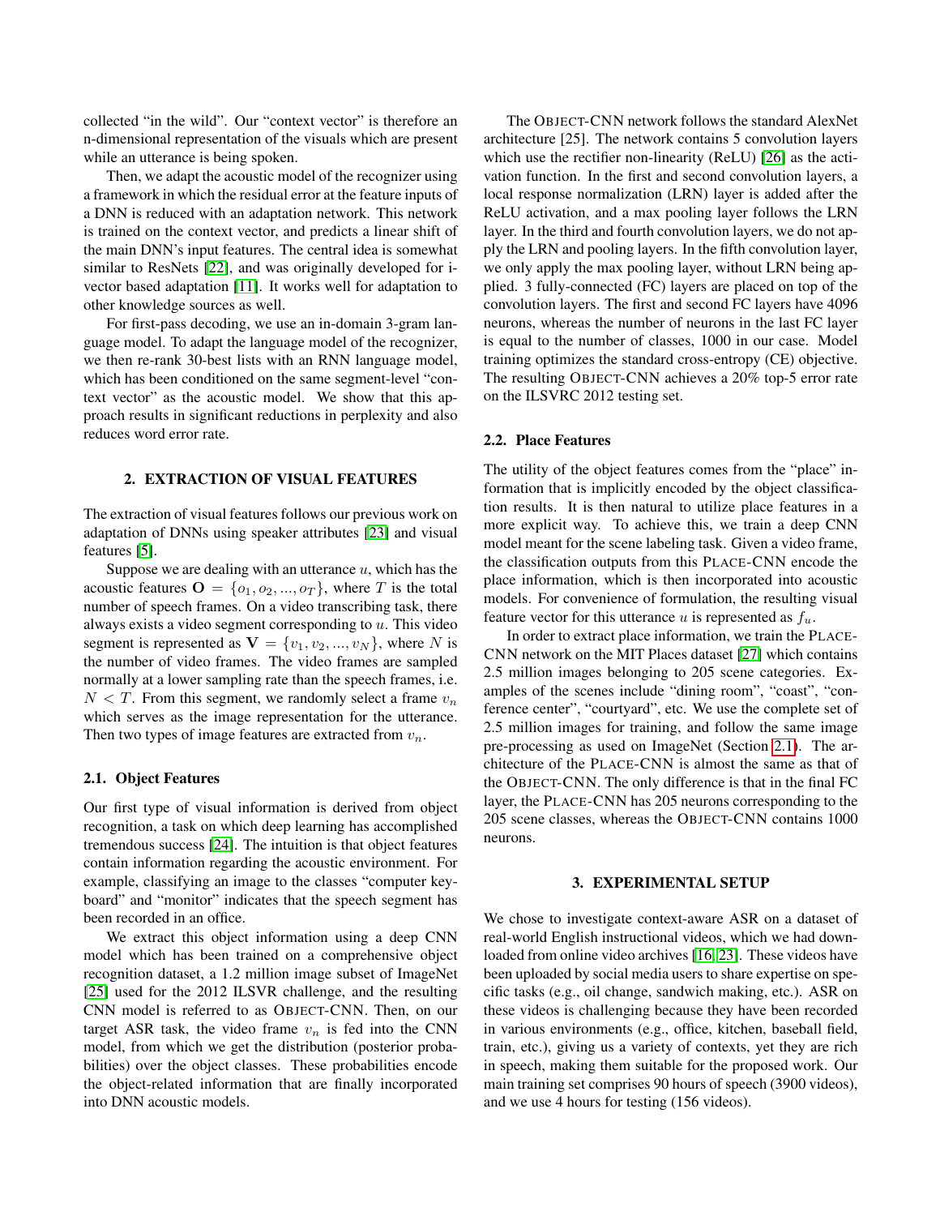collected "in the wild". Our "context vector" is therefore an n-dimensional representation of the visuals which are present while an utterance is being spoken.

Then, we adapt the acoustic model of the recognizer using a framework in which the residual error at the feature inputs of a DNN is reduced with an adaptation network. This network is trained on the context vector, and predicts a linear shift of the main DNN's input features. The central idea is somewhat similar to ResNets [22], and was originally developed for i-vector based adaptation [11]. It works well for adaptation to other knowledge sources as well.

For first-pass decoding, we use an in-domain 3-gram language model. To adapt the language model of the recognizer, we then re-rank 30-best lists with an RNN language model, which has been conditioned on the same segment-level "context vector" as the acoustic model. We show that this approach results in significant reductions in perplexity and also reduces word error rate.

## 2. EXTRACTION OF VISUAL FEATURES

The extraction of visual features follows our previous work on adaptation of DNNs using speaker attributes [23] and visual features [5].

Suppose we are dealing with an utterance $u$, which has the acoustic features $\mathbf{O} = \{o_1, o_2, ..., o_T\}$, where $T$ is the total number of speech frames. On a video transcribing task, there always exists a video segment corresponding to $u$. This video segment is represented as $\mathbf{V} = \{v_1, v_2, ..., v_N\}$, where $N$ is the number of video frames. The video frames are sampled normally at a lower sampling rate than the speech frames, i.e. $N < T$. From this segment, we randomly select a frame $v_n$ which serves as the image representation for the utterance. Then two types of image features are extracted from $v_n$.

### 2.1. Object Features

Our first type of visual information is derived from object recognition, a task on which deep learning has accomplished tremendous success [24]. The intuition is that object features contain information regarding the acoustic environment. For example, classifying an image to the classes "computer keyboard" and "monitor" indicates that the speech segment has been recorded in an office.

We extract this object information using a deep CNN model which has been trained on a comprehensive object recognition dataset, a 1.2 million image subset of ImageNet [25] used for the 2012 ILSVR challenge, and the resulting CNN model is referred to as OBJECT-CNN. Then, on our target ASR task, the video frame $v_n$ is fed into the CNN model, from which we get the distribution (posterior probabilities) over the object classes. These probabilities encode the object-related information that are finally incorporated into DNN acoustic models.

The OBJECT-CNN network follows the standard AlexNet architecture [25]. The network contains 5 convolution layers which use the rectifier non-linearity (ReLU) [26] as the activation function. In the first and second convolution layers, a local response normalization (LRN) layer is added after the ReLU activation, and a max pooling layer follows the LRN layer. In the third and fourth convolution layers, we do not apply the LRN and pooling layers. In the fifth convolution layer, we only apply the max pooling layer, without LRN being applied. 3 fully-connected (FC) layers are placed on top of the convolution layers. The first and second FC layers have 4096 neurons, whereas the number of neurons in the last FC layer is equal to the number of classes, 1000 in our case. Model training optimizes the standard cross-entropy (CE) objective. The resulting OBJECT-CNN achieves a 20% top-5 error rate on the ILSVRC 2012 testing set.

### 2.2. Place Features

The utility of the object features comes from the "place" information that is implicitly encoded by the object classification results. It is then natural to utilize place features in a more explicit way. To achieve this, we train a deep CNN model meant for the scene labeling task. Given a video frame, the classification outputs from this PLACE-CNN encode the place information, which is then incorporated into acoustic models. For convenience of formulation, the resulting visual feature vector for this utterance $u$ is represented as $f_u$.

In order to extract place information, we train the PLACE-CNN network on the MIT Places dataset [27] which contains 2.5 million images belonging to 205 scene categories. Examples of the scenes include "dining room", "coast", "conference center", "courtyard", etc. We use the complete set of 2.5 million images for training, and follow the same image pre-processing as used on ImageNet (Section 2.1). The architecture of the PLACE-CNN is almost the same as that of the OBJECT-CNN. The only difference is that in the final FC layer, the PLACE-CNN has 205 neurons corresponding to the 205 scene classes, whereas the OBJECT-CNN contains 1000 neurons.

## 3. EXPERIMENTAL SETUP

We chose to investigate context-aware ASR on a dataset of real-world English instructional videos, which we had downloaded from online video archives [16, 23]. These videos have been uploaded by social media users to share expertise on specific tasks (e.g., oil change, sandwich making, etc.). ASR on these videos is challenging because they have been recorded in various environments (e.g., office, kitchen, baseball field, train, etc.), giving us a variety of contexts, yet they are rich in speech, making them suitable for the proposed work. Our main training set comprises 90 hours of speech (3900 videos), and we use 4 hours for testing (156 videos).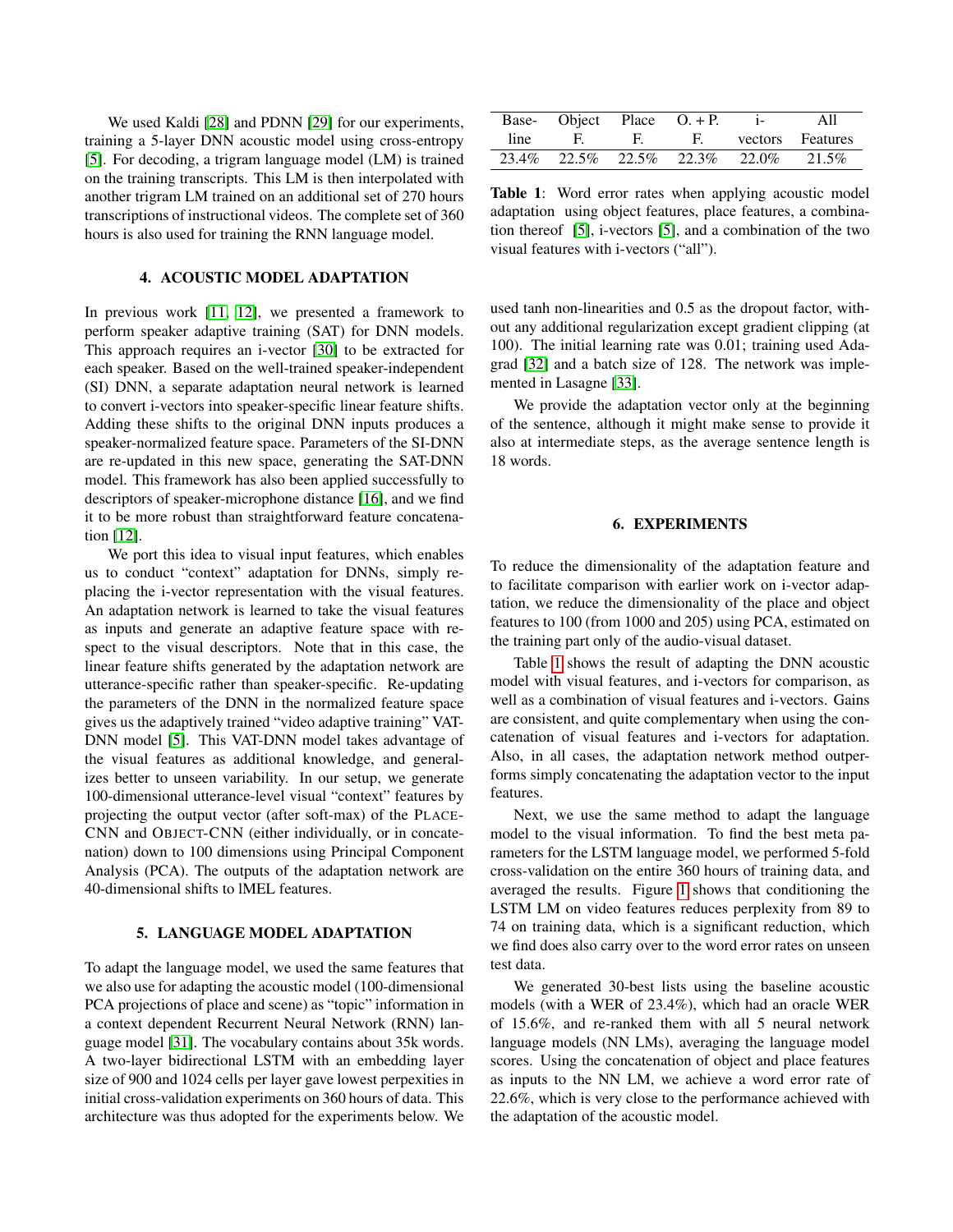We used Kaldi [28] and PDNN [29] for our experiments, training a 5-layer DNN acoustic model using cross-entropy [5]. For decoding, a trigram language model (LM) is trained on the training transcripts. This LM is then interpolated with another trigram LM trained on an additional set of 270 hours transcriptions of instructional videos. The complete set of 360 hours is also used for training the RNN language model.

## 4. ACOUSTIC MODEL ADAPTATION

In previous work [11, 12], we presented a framework to perform speaker adaptive training (SAT) for DNN models. This approach requires an i-vector [30] to be extracted for each speaker. Based on the well-trained speaker-independent (SI) DNN, a separate adaptation neural network is learned to convert i-vectors into speaker-specific linear feature shifts. Adding these shifts to the original DNN inputs produces a speaker-normalized feature space. Parameters of the SI-DNN are re-updated in this new space, generating the SAT-DNN model. This framework has also been applied successfully to descriptors of speaker-microphone distance [16], and we find it to be more robust than straightforward feature concatenation [12].

We port this idea to visual input features, which enables us to conduct "context" adaptation for DNNs, simply replacing the i-vector representation with the visual features. An adaptation network is learned to take the visual features as inputs and generate an adaptive feature space with respect to the visual descriptors. Note that in this case, the linear feature shifts generated by the adaptation network are utterance-specific rather than speaker-specific. Re-updating the parameters of the DNN in the normalized feature space gives us the adaptively trained "video adaptive training" VAT-DNN model [5]. This VAT-DNN model takes advantage of the visual features as additional knowledge, and generalizes better to unseen variability. In our setup, we generate 100-dimensional utterance-level visual "context" features by projecting the output vector (after soft-max) of the PLACE-CNN and OBJECT-CNN (either individually, or in concatenation) down to 100 dimensions using Principal Component Analysis (PCA). The outputs of the adaptation network are 40-dimensional shifts to lMEL features.

## 5. LANGUAGE MODEL ADAPTATION

To adapt the language model, we used the same features that we also use for adapting the acoustic model (100-dimensional PCA projections of place and scene) as "topic" information in a context dependent Recurrent Neural Network (RNN) language model [31]. The vocabulary contains about 35k words. A two-layer bidirectional LSTM with an embedding layer size of 900 and 1024 cells per layer gave lowest perpexities in initial cross-validation experiments on 360 hours of data. This architecture was thus adopted for the experiments below. We used tanh non-linearities and 0.5 as the dropout factor, without any additional regularization except gradient clipping (at 100). The initial learning rate was 0.01; training used Adagrad [32] and a batch size of 128. The network was implemented in Lasagne [33].

We provide the adaptation vector only at the beginning of the sentence, although it might make sense to provide it also at intermediate steps, as the average sentence length is 18 words.

| Base-line | Object F. | Place F. | O. + P. F. | i-vectors | All Features |
|---|---|---|---|---|---|
| 23.4% | 22.5% | 22.5% | 22.3% | 22.0% | 21.5% |

**Table 1**: Word error rates when applying acoustic model adaptation using object features, place features, a combination thereof [5], i-vectors [5], and a combination of the two visual features with i-vectors ("all").

## 6. EXPERIMENTS

To reduce the dimensionality of the adaptation feature and to facilitate comparison with earlier work on i-vector adaptation, we reduce the dimensionality of the place and object features to 100 (from 1000 and 205) using PCA, estimated on the training part only of the audio-visual dataset.

Table 1 shows the result of adapting the DNN acoustic model with visual features, and i-vectors for comparison, as well as a combination of visual features and i-vectors. Gains are consistent, and quite complementary when using the concatenation of visual features and i-vectors for adaptation. Also, in all cases, the adaptation network method outperforms simply concatenating the adaptation vector to the input features.

Next, we use the same method to adapt the language model to the visual information. To find the best meta parameters for the LSTM language model, we performed 5-fold cross-validation on the entire 360 hours of training data, and averaged the results. Figure 1 shows that conditioning the LSTM LM on video features reduces perplexity from 89 to 74 on training data, which is a significant reduction, which we find does also carry over to the word error rates on unseen test data.

We generated 30-best lists using the baseline acoustic models (with a WER of 23.4%), which had an oracle WER of 15.6%, and re-ranked them with all 5 neural network language models (NN LMs), averaging the language model scores. Using the concatenation of object and place features as inputs to the NN LM, we achieve a word error rate of 22.6%, which is very close to the performance achieved with the adaptation of the acoustic model.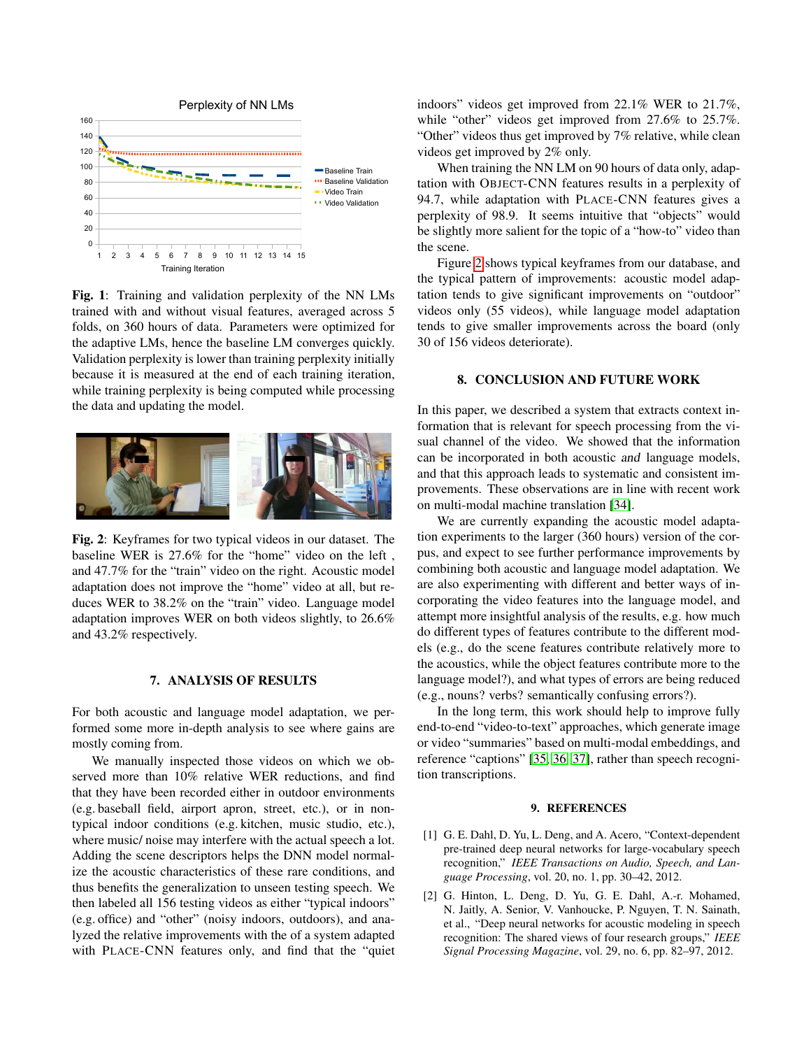**Fig. 1**: Training and validation perplexity of the NN LMs trained with and without visual features, averaged across 5 folds, on 360 hours of data. Parameters were optimized for the adaptive LMs, hence the baseline LM converges quickly. Validation perplexity is lower than training perplexity initially because it is measured at the end of each training iteration, while training perplexity is being computed while processing the data and updating the model.

**Fig. 2**: Keyframes for two typical videos in our dataset. The baseline WER is 27.6% for the "home" video on the left , and 47.7% for the "train" video on the right. Acoustic model adaptation does not improve the "home" video at all, but reduces WER to 38.2% on the "train" video. Language model adaptation improves WER on both videos slightly, to 26.6% and 43.2% respectively.

## 7. ANALYSIS OF RESULTS

For both acoustic and language model adaptation, we performed some more in-depth analysis to see where gains are mostly coming from.

We manually inspected those videos on which we observed more than 10% relative WER reductions, and find that they have been recorded either in outdoor environments (e.g. baseball field, airport apron, street, etc.), or in non-typical indoor conditions (e.g. kitchen, music studio, etc.), where music/ noise may interfere with the actual speech a lot. Adding the scene descriptors helps the DNN model normalize the acoustic characteristics of these rare conditions, and thus benefits the generalization to unseen testing speech. We then labeled all 156 testing videos as either "typical indoors" (e.g. office) and "other" (noisy indoors, outdoors), and analyzed the relative improvements with the of a system adapted with PLACE-CNN features only, and find that the "quiet indoors" videos get improved from 22.1% WER to 21.7%, while "other" videos get improved from 27.6% to 25.7%. "Other" videos thus get improved by 7% relative, while clean videos get improved by 2% only.

When training the NN LM on 90 hours of data only, adaptation with OBJECT-CNN features results in a perplexity of 94.7, while adaptation with PLACE-CNN features gives a perplexity of 98.9. It seems intuitive that "objects" would be slightly more salient for the topic of a "how-to" video than the scene.

Figure 2 shows typical keyframes from our database, and the typical pattern of improvements: acoustic model adaptation tends to give significant improvements on "outdoor" videos only (55 videos), while language model adaptation tends to give smaller improvements across the board (only 30 of 156 videos deteriorate).

## 8. CONCLUSION AND FUTURE WORK

In this paper, we described a system that extracts context information that is relevant for speech processing from the visual channel of the video. We showed that the information can be incorporated in both acoustic *and* language models, and that this approach leads to systematic and consistent improvements. These observations are in line with recent work on multi-modal machine translation [34].

We are currently expanding the acoustic model adaptation experiments to the larger (360 hours) version of the corpus, and expect to see further performance improvements by combining both acoustic and language model adaptation. We are also experimenting with different and better ways of incorporating the video features into the language model, and attempt more insightful analysis of the results, e.g. how much do different types of features contribute to the different models (e.g., do the scene features contribute relatively more to the acoustics, while the object features contribute more to the language model?), and what types of errors are being reduced (e.g., nouns? verbs? semantically confusing errors?).

In the long term, this work should help to improve fully end-to-end "video-to-text" approaches, which generate image or video "summaries" based on multi-modal embeddings, and reference "captions" [35, 36, 37], rather than speech recognition transcriptions.

## 9. REFERENCES

[1] G. E. Dahl, D. Yu, L. Deng, and A. Acero, "Context-dependent pre-trained deep neural networks for large-vocabulary speech recognition," *IEEE Transactions on Audio, Speech, and Language Processing*, vol. 20, no. 1, pp. 30–42, 2012.

[2] G. Hinton, L. Deng, D. Yu, G. E. Dahl, A.-r. Mohamed, N. Jaitly, A. Senior, V. Vanhoucke, P. Nguyen, T. N. Sainath, et al., "Deep neural networks for acoustic modeling in speech recognition: The shared views of four research groups," *IEEE Signal Processing Magazine*, vol. 29, no. 6, pp. 82–97, 2012.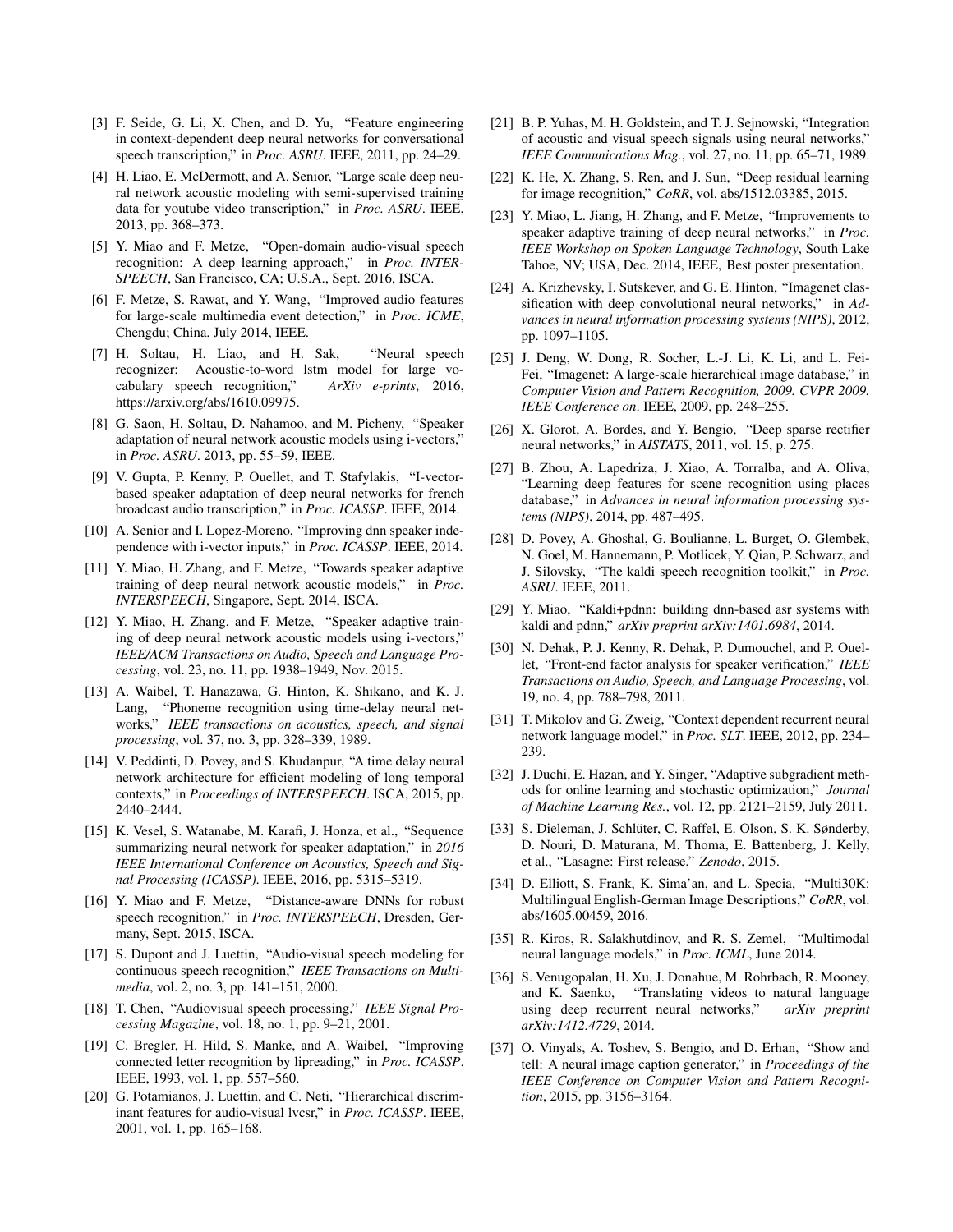[3] F. Seide, G. Li, X. Chen, and D. Yu, "Feature engineering in context-dependent deep neural networks for conversational speech transcription," in *Proc. ASRU*. IEEE, 2011, pp. 24–29.

[4] H. Liao, E. McDermott, and A. Senior, "Large scale deep neural network acoustic modeling with semi-supervised training data for youtube video transcription," in *Proc. ASRU*. IEEE, 2013, pp. 368–373.

[5] Y. Miao and F. Metze, "Open-domain audio-visual speech recognition: A deep learning approach," in *Proc. INTERSPEECH*, San Francisco, CA; U.S.A., Sept. 2016, ISCA.

[6] F. Metze, S. Rawat, and Y. Wang, "Improved audio features for large-scale multimedia event detection," in *Proc. ICME*, Chengdu; China, July 2014, IEEE.

[7] H. Soltau, H. Liao, and H. Sak, "Neural speech recognizer: Acoustic-to-word lstm model for large vocabulary speech recognition," *ArXiv e-prints*, 2016, https://arxiv.org/abs/1610.09975.

[8] G. Saon, H. Soltau, D. Nahamoo, and M. Picheny, "Speaker adaptation of neural network acoustic models using i-vectors," in *Proc. ASRU*. 2013, pp. 55–59, IEEE.

[9] V. Gupta, P. Kenny, P. Ouellet, and T. Stafylakis, "I-vector-based speaker adaptation of deep neural networks for french broadcast audio transcription," in *Proc. ICASSP*. IEEE, 2014.

[10] A. Senior and I. Lopez-Moreno, "Improving dnn speaker independence with i-vector inputs," in *Proc. ICASSP*. IEEE, 2014.

[11] Y. Miao, H. Zhang, and F. Metze, "Towards speaker adaptive training of deep neural network acoustic models," in *Proc. INTERSPEECH*, Singapore, Sept. 2014, ISCA.

[12] Y. Miao, H. Zhang, and F. Metze, "Speaker adaptive training of deep neural network acoustic models using i-vectors," *IEEE/ACM Transactions on Audio, Speech and Language Processing*, vol. 23, no. 11, pp. 1938–1949, Nov. 2015.

[13] A. Waibel, T. Hanazawa, G. Hinton, K. Shikano, and K. J. Lang, "Phoneme recognition using time-delay neural networks," *IEEE transactions on acoustics, speech, and signal processing*, vol. 37, no. 3, pp. 328–339, 1989.

[14] V. Peddinti, D. Povey, and S. Khudanpur, "A time delay neural network architecture for efficient modeling of long temporal contexts," in *Proceedings of INTERSPEECH*. ISCA, 2015, pp. 2440–2444.

[15] K. Vesel, S. Watanabe, M. Karafi, J. Honza, et al., "Sequence summarizing neural network for speaker adaptation," in *2016 IEEE International Conference on Acoustics, Speech and Signal Processing (ICASSP)*. IEEE, 2016, pp. 5315–5319.

[16] Y. Miao and F. Metze, "Distance-aware DNNs for robust speech recognition," in *Proc. INTERSPEECH*, Dresden, Germany, Sept. 2015, ISCA.

[17] S. Dupont and J. Luettin, "Audio-visual speech modeling for continuous speech recognition," *IEEE Transactions on Multimedia*, vol. 2, no. 3, pp. 141–151, 2000.

[18] T. Chen, "Audiovisual speech processing," *IEEE Signal Processing Magazine*, vol. 18, no. 1, pp. 9–21, 2001.

[19] C. Bregler, H. Hild, S. Manke, and A. Waibel, "Improving connected letter recognition by lipreading," in *Proc. ICASSP*. IEEE, 1993, vol. 1, pp. 557–560.

[20] G. Potamianos, J. Luettin, and C. Neti, "Hierarchical discriminant features for audio-visual lvcsr," in *Proc. ICASSP*. IEEE, 2001, vol. 1, pp. 165–168.

[21] B. P. Yuhas, M. H. Goldstein, and T. J. Sejnowski, "Integration of acoustic and visual speech signals using neural networks," *IEEE Communications Mag.*, vol. 27, no. 11, pp. 65–71, 1989.

[22] K. He, X. Zhang, S. Ren, and J. Sun, "Deep residual learning for image recognition," *CoRR*, vol. abs/1512.03385, 2015.

[23] Y. Miao, L. Jiang, H. Zhang, and F. Metze, "Improvements to speaker adaptive training of deep neural networks," in *Proc. IEEE Workshop on Spoken Language Technology*, South Lake Tahoe, NV; USA, Dec. 2014, IEEE, Best poster presentation.

[24] A. Krizhevsky, I. Sutskever, and G. E. Hinton, "Imagenet classification with deep convolutional neural networks," in *Advances in neural information processing systems (NIPS)*, 2012, pp. 1097–1105.

[25] J. Deng, W. Dong, R. Socher, L.-J. Li, K. Li, and L. Fei-Fei, "Imagenet: A large-scale hierarchical image database," in *Computer Vision and Pattern Recognition, 2009. CVPR 2009. IEEE Conference on*. IEEE, 2009, pp. 248–255.

[26] X. Glorot, A. Bordes, and Y. Bengio, "Deep sparse rectifier neural networks," in *AISTATS*, 2011, vol. 15, p. 275.

[27] B. Zhou, A. Lapedriza, J. Xiao, A. Torralba, and A. Oliva, "Learning deep features for scene recognition using places database," in *Advances in neural information processing systems (NIPS)*, 2014, pp. 487–495.

[28] D. Povey, A. Ghoshal, G. Boulianne, L. Burget, O. Glembek, N. Goel, M. Hannemann, P. Motlicek, Y. Qian, P. Schwarz, and J. Silovsky, "The kaldi speech recognition toolkit," in *Proc. ASRU*. IEEE, 2011.

[29] Y. Miao, "Kaldi+pdnn: building dnn-based asr systems with kaldi and pdnn," *arXiv preprint arXiv:1401.6984*, 2014.

[30] N. Dehak, P. J. Kenny, R. Dehak, P. Dumouchel, and P. Ouellet, "Front-end factor analysis for speaker verification," *IEEE Transactions on Audio, Speech, and Language Processing*, vol. 19, no. 4, pp. 788–798, 2011.

[31] T. Mikolov and G. Zweig, "Context dependent recurrent neural network language model," in *Proc. SLT*. IEEE, 2012, pp. 234–239.

[32] J. Duchi, E. Hazan, and Y. Singer, "Adaptive subgradient methods for online learning and stochastic optimization," *Journal of Machine Learning Res.*, vol. 12, pp. 2121–2159, July 2011.

[33] S. Dieleman, J. Schlüter, C. Raffel, E. Olson, S. K. Sønderby, D. Nouri, D. Maturana, M. Thoma, E. Battenberg, J. Kelly, et al., "Lasagne: First release," *Zenodo*, 2015.

[34] D. Elliott, S. Frank, K. Sima'an, and L. Specia, "Multi30K: Multilingual English-German Image Descriptions," *CoRR*, vol. abs/1605.00459, 2016.

[35] R. Kiros, R. Salakhutdinov, and R. S. Zemel, "Multimodal neural language models," in *Proc. ICML*, June 2014.

[36] S. Venugopalan, H. Xu, J. Donahue, M. Rohrbach, R. Mooney, and K. Saenko, "Translating videos to natural language using deep recurrent neural networks," *arXiv preprint arXiv:1412.4729*, 2014.

[37] O. Vinyals, A. Toshev, S. Bengio, and D. Erhan, "Show and tell: A neural image caption generator," in *Proceedings of the IEEE Conference on Computer Vision and Pattern Recognition*, 2015, pp. 3156–3164.